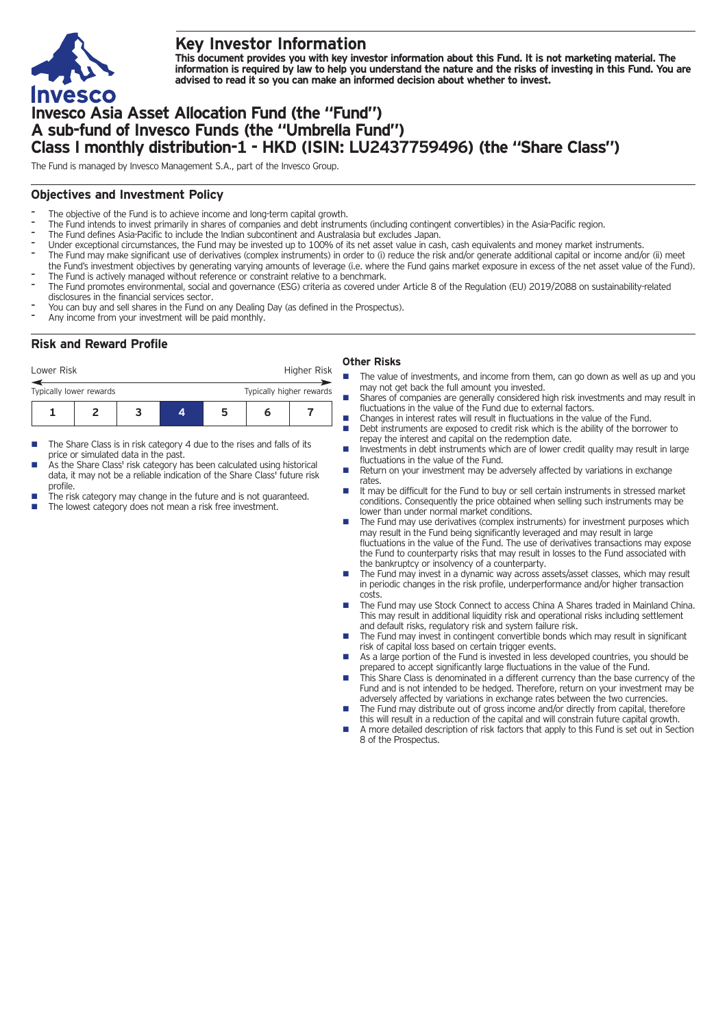# Key Investor Information

**This document provides you with key investor information about this Fund. It is not marketing material. The information is required by law to help you understand the nature and the risks of investing in this Fund. You are advised to read it so you can make an informed decision about whether to invest.**

# Invesco Asia Asset Allocation Fund (the "Fund")
# A sub-fund of Invesco Funds (the "Umbrella Fund")
# Class I monthly distribution-1 - HKD (ISIN: LU2437759496) (the "Share Class")

The Fund is managed by Invesco Management S.A., part of the Invesco Group.

## Objectives and Investment Policy

- The objective of the Fund is to achieve income and long-term capital growth.
- The Fund intends to invest primarily in shares of companies and debt instruments (including contingent convertibles) in the Asia-Pacific region.
- The Fund defines Asia-Pacific to include the Indian subcontinent and Australasia but excludes Japan.
- Under exceptional circumstances, the Fund may be invested up to 100% of its net asset value in cash, cash equivalents and money market instruments.
- The Fund may make significant use of derivatives (complex instruments) in order to (i) reduce the risk and/or generate additional capital or income and/or (ii) meet the Fund's investment objectives by generating varying amounts of leverage (i.e. where the Fund gains market exposure in excess of the net asset value of the Fund).
- The Fund is actively managed without reference or constraint relative to a benchmark.
- The Fund promotes environmental, social and governance (ESG) criteria as covered under Article 8 of the Regulation (EU) 2019/2088 on sustainability-related disclosures in the financial services sector.
- You can buy and sell shares in the Fund on any Dealing Day (as defined in the Prospectus).
- Any income from your investment will be paid monthly.

## Risk and Reward Profile

| Lower Risk | | | | | | Higher Risk |
|---|---|---|---|---|---|---|
| Typically lower rewards | | | | | | Typically higher rewards |
| 1 | 2 | 3 | **4** | 5 | 6 | 7 |

- The Share Class is in risk category 4 due to the rises and falls of its price or simulated data in the past.
- As the Share Class' risk category has been calculated using historical data, it may not be a reliable indication of the Share Class' future risk profile.
- The risk category may change in the future and is not guaranteed.
- The lowest category does not mean a risk free investment.

### Other Risks

- The value of investments, and income from them, can go down as well as up and you may not get back the full amount you invested.
- Shares of companies are generally considered high risk investments and may result in fluctuations in the value of the Fund due to external factors.
- Changes in interest rates will result in fluctuations in the value of the Fund.
- Debt instruments are exposed to credit risk which is the ability of the borrower to repay the interest and capital on the redemption date.
- Investments in debt instruments which are of lower credit quality may result in large fluctuations in the value of the Fund.
- Return on your investment may be adversely affected by variations in exchange rates.
- It may be difficult for the Fund to buy or sell certain instruments in stressed market conditions. Consequently the price obtained when selling such instruments may be lower than under normal market conditions.
- The Fund may use derivatives (complex instruments) for investment purposes which may result in the Fund being significantly leveraged and may result in large fluctuations in the value of the Fund. The use of derivatives transactions may expose the Fund to counterparty risks that may result in losses to the Fund associated with the bankruptcy or insolvency of a counterparty.
- The Fund may invest in a dynamic way across assets/asset classes, which may result in periodic changes in the risk profile, underperformance and/or higher transaction costs.
- The Fund may use Stock Connect to access China A Shares traded in Mainland China. This may result in additional liquidity risk and operational risks including settlement and default risks, regulatory risk and system failure risk.
- The Fund may invest in contingent convertible bonds which may result in significant risk of capital loss based on certain trigger events.
- As a large portion of the Fund is invested in less developed countries, you should be prepared to accept significantly large fluctuations in the value of the Fund.
- This Share Class is denominated in a different currency than the base currency of the Fund and is not intended to be hedged. Therefore, return on your investment may be adversely affected by variations in exchange rates between the two currencies.
- The Fund may distribute out of gross income and/or directly from capital, therefore this will result in a reduction of the capital and will constrain future capital growth.
- A more detailed description of risk factors that apply to this Fund is set out in Section 8 of the Prospectus.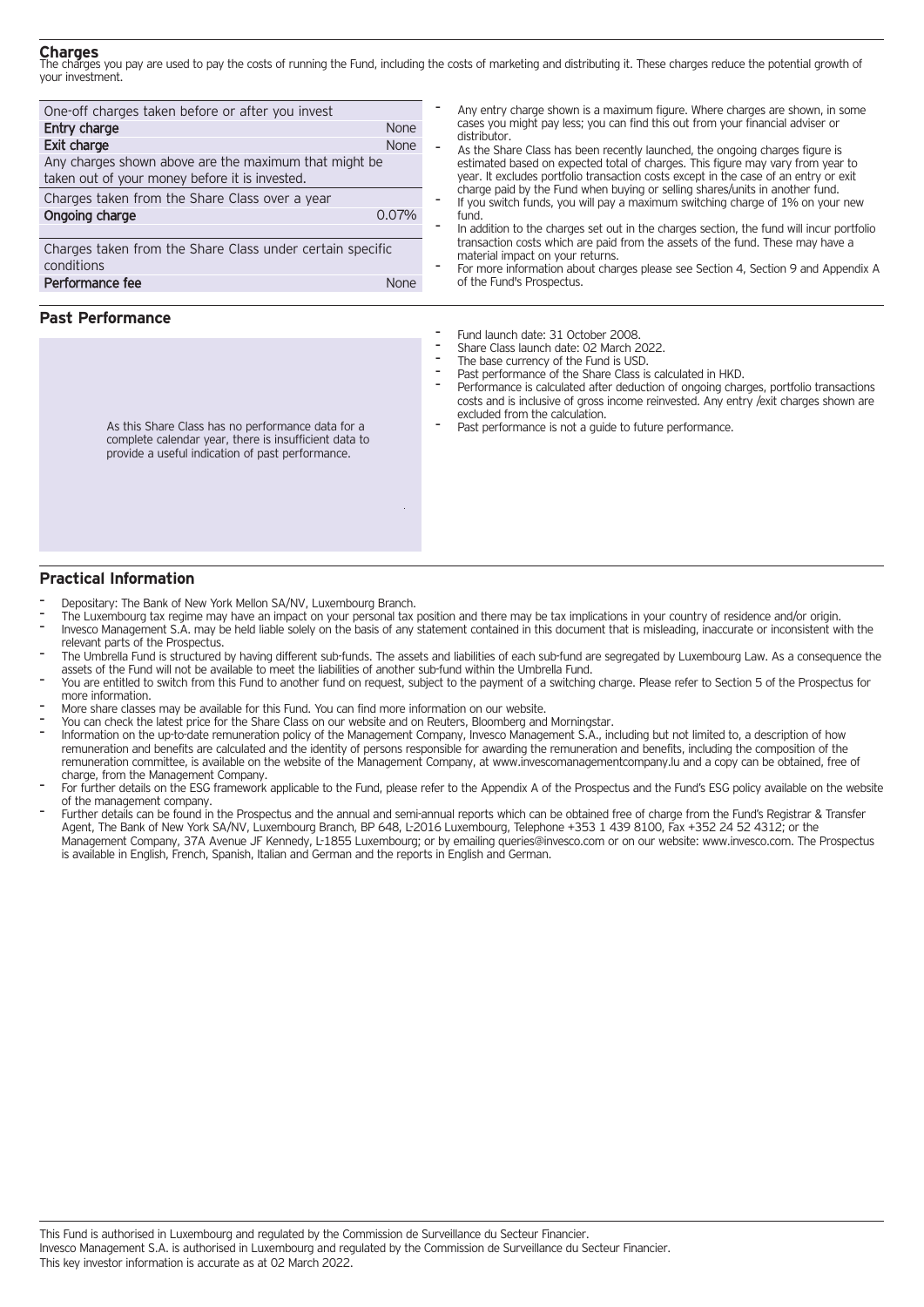## Charges

The charges you pay are used to pay the costs of running the Fund, including the costs of marketing and distributing it. These charges reduce the potential growth of your investment.

| | |
|---|---|
| One-off charges taken before or after you invest | |
| **Entry charge** | None |
| **Exit charge** | None |
| Any charges shown above are the maximum that might be taken out of your money before it is invested. | |
| Charges taken from the Share Class over a year | |
| **Ongoing charge** | 0.07% |
| Charges taken from the Share Class under certain specific conditions | |
| **Performance fee** | None |

- Any entry charge shown is a maximum figure. Where charges are shown, in some cases you might pay less; you can find this out from your financial adviser or distributor.
- As the Share Class has been recently launched, the ongoing charges figure is estimated based on expected total of charges. This figure may vary from year to year. It excludes portfolio transaction costs except in the case of an entry or exit charge paid by the Fund when buying or selling shares/units in another fund.
- If you switch funds, you will pay a maximum switching charge of 1% on your new fund.
- In addition to the charges set out in the charges section, the fund will incur portfolio transaction costs which are paid from the assets of the fund. These may have a material impact on your returns.
- For more information about charges please see Section 4, Section 9 and Appendix A of the Fund's Prospectus.

## Past Performance

As this Share Class has no performance data for a complete calendar year, there is insufficient data to provide a useful indication of past performance.

- Fund launch date: 31 October 2008.
- Share Class launch date: 02 March 2022.
- The base currency of the Fund is USD.
- Past performance of the Share Class is calculated in HKD.
- Performance is calculated after deduction of ongoing charges, portfolio transactions costs and is inclusive of gross income reinvested. Any entry /exit charges shown are excluded from the calculation.
- Past performance is not a guide to future performance.

## Practical Information

- Depositary: The Bank of New York Mellon SA/NV, Luxembourg Branch.
- The Luxembourg tax regime may have an impact on your personal tax position and there may be tax implications in your country of residence and/or origin.
- Invesco Management S.A. may be held liable solely on the basis of any statement contained in this document that is misleading, inaccurate or inconsistent with the relevant parts of the Prospectus.
- The Umbrella Fund is structured by having different sub-funds. The assets and liabilities of each sub-fund are segregated by Luxembourg Law. As a consequence the assets of the Fund will not be available to meet the liabilities of another sub-fund within the Umbrella Fund.
- You are entitled to switch from this Fund to another fund on request, subject to the payment of a switching charge. Please refer to Section 5 of the Prospectus for more information.
- More share classes may be available for this Fund. You can find more information on our website.
- You can check the latest price for the Share Class on our website and on Reuters, Bloomberg and Morningstar.
- Information on the up-to-date remuneration policy of the Management Company, Invesco Management S.A., including but not limited to, a description of how remuneration and benefits are calculated and the identity of persons responsible for awarding the remuneration and benefits, including the composition of the remuneration committee, is available on the website of the Management Company, at www.invescomanagementcompany.lu and a copy can be obtained, free of charge, from the Management Company.
- For further details on the ESG framework applicable to the Fund, please refer to the Appendix A of the Prospectus and the Fund's ESG policy available on the website of the management company.
- Further details can be found in the Prospectus and the annual and semi-annual reports which can be obtained free of charge from the Fund's Registrar & Transfer Agent, The Bank of New York SA/NV, Luxembourg Branch, BP 648, L-2016 Luxembourg, Telephone +353 1 439 8100, Fax +352 24 52 4312; or the Management Company, 37A Avenue JF Kennedy, L-1855 Luxembourg; or by emailing queries@invesco.com or on our website: www.invesco.com. The Prospectus is available in English, French, Spanish, Italian and German and the reports in English and German.

This Fund is authorised in Luxembourg and regulated by the Commission de Surveillance du Secteur Financier.
Invesco Management S.A. is authorised in Luxembourg and regulated by the Commission de Surveillance du Secteur Financier.
This key investor information is accurate as at 02 March 2022.